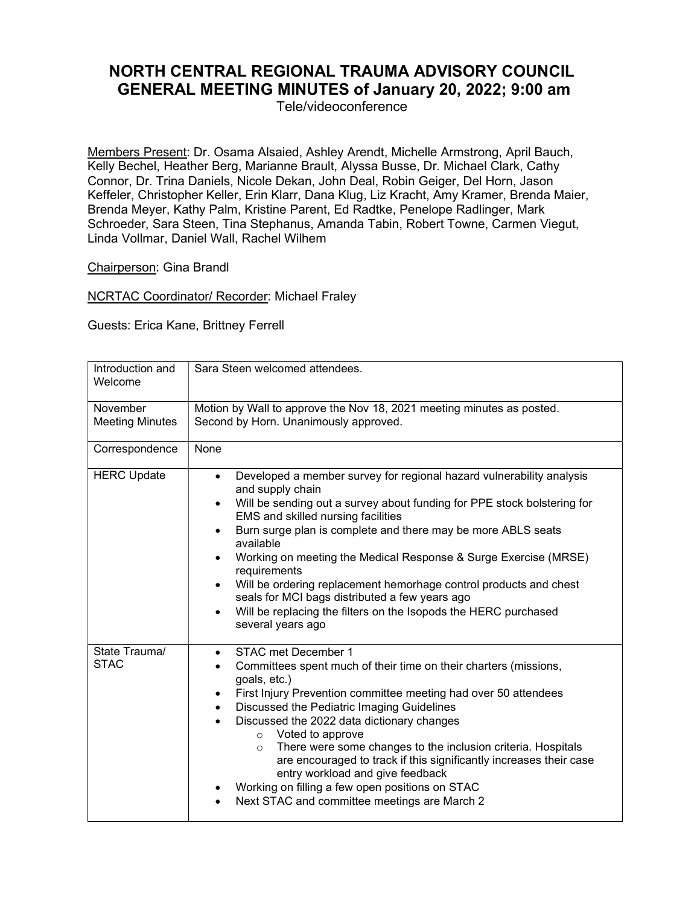# NORTH CENTRAL REGIONAL TRAUMA ADVISORY COUNCIL GENERAL MEETING MINUTES of January 20, 2022; 9:00 am

Tele/videoconference

Members Present: Dr. Osama Alsaied, Ashley Arendt, Michelle Armstrong, April Bauch, Kelly Bechel, Heather Berg, Marianne Brault, Alyssa Busse, Dr. Michael Clark, Cathy Connor, Dr. Trina Daniels, Nicole Dekan, John Deal, Robin Geiger, Del Horn, Jason Keffeler, Christopher Keller, Erin Klarr, Dana Klug, Liz Kracht, Amy Kramer, Brenda Maier, Brenda Meyer, Kathy Palm, Kristine Parent, Ed Radtke, Penelope Radlinger, Mark Schroeder, Sara Steen, Tina Stephanus, Amanda Tabin, Robert Towne, Carmen Viegut, Linda Vollmar, Daniel Wall, Rachel Wilhem

Chairperson: Gina Brandl

NCRTAC Coordinator/ Recorder: Michael Fraley

Guests: Erica Kane, Brittney Ferrell

| | |
|---|---|
| Introduction and Welcome | Sara Steen welcomed attendees. |
| November Meeting Minutes | Motion by Wall to approve the Nov 18, 2021 meeting minutes as posted. Second by Horn. Unanimously approved. |
| Correspondence | None |
| HERC Update | • Developed a member survey for regional hazard vulnerability analysis and supply chain<br>• Will be sending out a survey about funding for PPE stock bolstering for EMS and skilled nursing facilities<br>• Burn surge plan is complete and there may be more ABLS seats available<br>• Working on meeting the Medical Response & Surge Exercise (MRSE) requirements<br>• Will be ordering replacement hemorhage control products and chest seals for MCI bags distributed a few years ago<br>• Will be replacing the filters on the Isopods the HERC purchased several years ago |
| State Trauma/ STAC | • STAC met December 1<br>• Committees spent much of their time on their charters (missions, goals, etc.)<br>• First Injury Prevention committee meeting had over 50 attendees<br>• Discussed the Pediatric Imaging Guidelines<br>• Discussed the 2022 data dictionary changes<br>&nbsp;&nbsp;&nbsp;&nbsp;o Voted to approve<br>&nbsp;&nbsp;&nbsp;&nbsp;o There were some changes to the inclusion criteria. Hospitals are encouraged to track if this significantly increases their case entry workload and give feedback<br>• Working on filling a few open positions on STAC<br>• Next STAC and committee meetings are March 2 |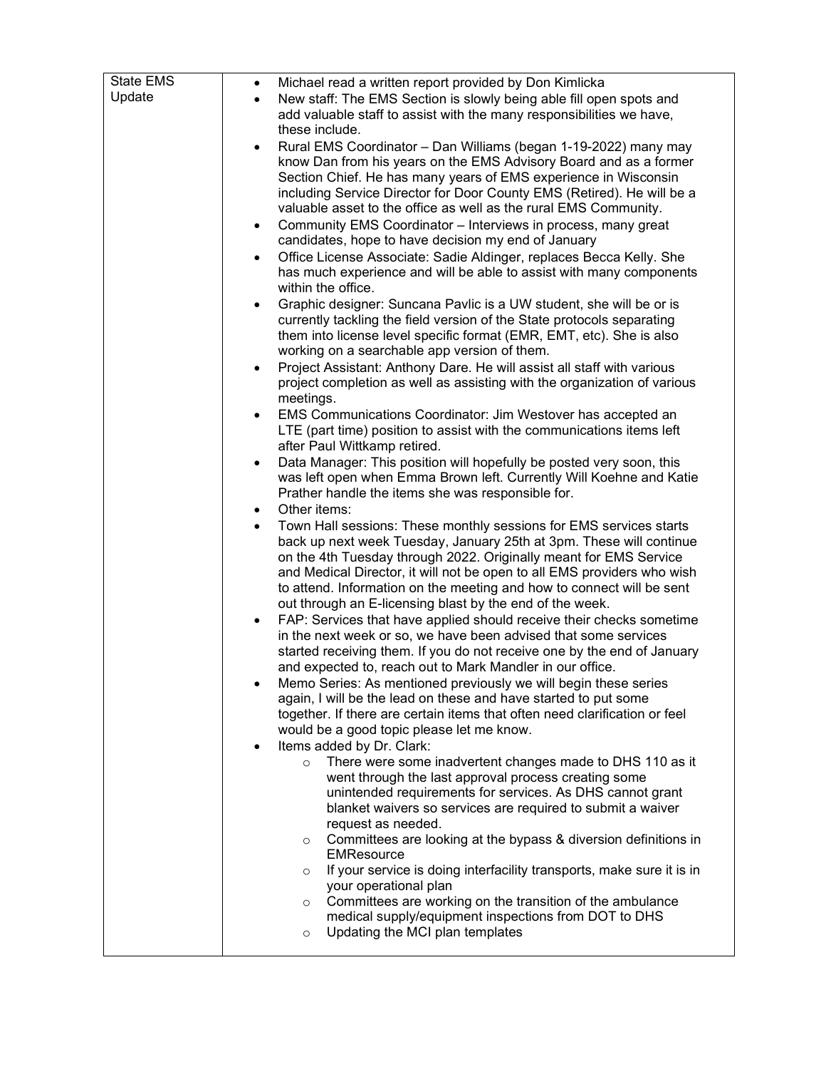| State EMS Update | <ul><li>Michael read a written report provided by Don Kimlicka</li><li>New staff: The EMS Section is slowly being able fill open spots and add valuable staff to assist with the many responsibilities we have, these include.</li><li>Rural EMS Coordinator – Dan Williams (began 1-19-2022) many may know Dan from his years on the EMS Advisory Board and as a former Section Chief. He has many years of EMS experience in Wisconsin including Service Director for Door County EMS (Retired). He will be a valuable asset to the office as well as the rural EMS Community.</li><li>Community EMS Coordinator – Interviews in process, many great candidates, hope to have decision my end of January</li><li>Office License Associate: Sadie Aldinger, replaces Becca Kelly. She has much experience and will be able to assist with many components within the office.</li><li>Graphic designer: Suncana Pavlic is a UW student, she will be or is currently tackling the field version of the State protocols separating them into license level specific format (EMR, EMT, etc). She is also working on a searchable app version of them.</li><li>Project Assistant: Anthony Dare. He will assist all staff with various project completion as well as assisting with the organization of various meetings.</li><li>EMS Communications Coordinator: Jim Westover has accepted an LTE (part time) position to assist with the communications items left after Paul Wittkamp retired.</li><li>Data Manager: This position will hopefully be posted very soon, this was left open when Emma Brown left. Currently Will Koehne and Katie Prather handle the items she was responsible for.</li><li>Other items:</li><li>Town Hall sessions: These monthly sessions for EMS services starts back up next week Tuesday, January 25th at 3pm. These will continue on the 4th Tuesday through 2022. Originally meant for EMS Service and Medical Director, it will not be open to all EMS providers who wish to attend. Information on the meeting and how to connect will be sent out through an E-licensing blast by the end of the week.</li><li>FAP: Services that have applied should receive their checks sometime in the next week or so, we have been advised that some services started receiving them. If you do not receive one by the end of January and expected to, reach out to Mark Mandler in our office.</li><li>Memo Series: As mentioned previously we will begin these series again, I will be the lead on these and have started to put some together. If there are certain items that often need clarification or feel would be a good topic please let me know.</li><li>Items added by Dr. Clark:<ul><li>There were some inadvertent changes made to DHS 110 as it went through the last approval process creating some unintended requirements for services. As DHS cannot grant blanket waivers so services are required to submit a waiver request as needed.</li><li>Committees are looking at the bypass & diversion definitions in EMResource</li><li>If your service is doing interfacility transports, make sure it is in your operational plan</li><li>Committees are working on the transition of the ambulance medical supply/equipment inspections from DOT to DHS</li><li>Updating the MCI plan templates</li></ul></li></ul> |
|---|---|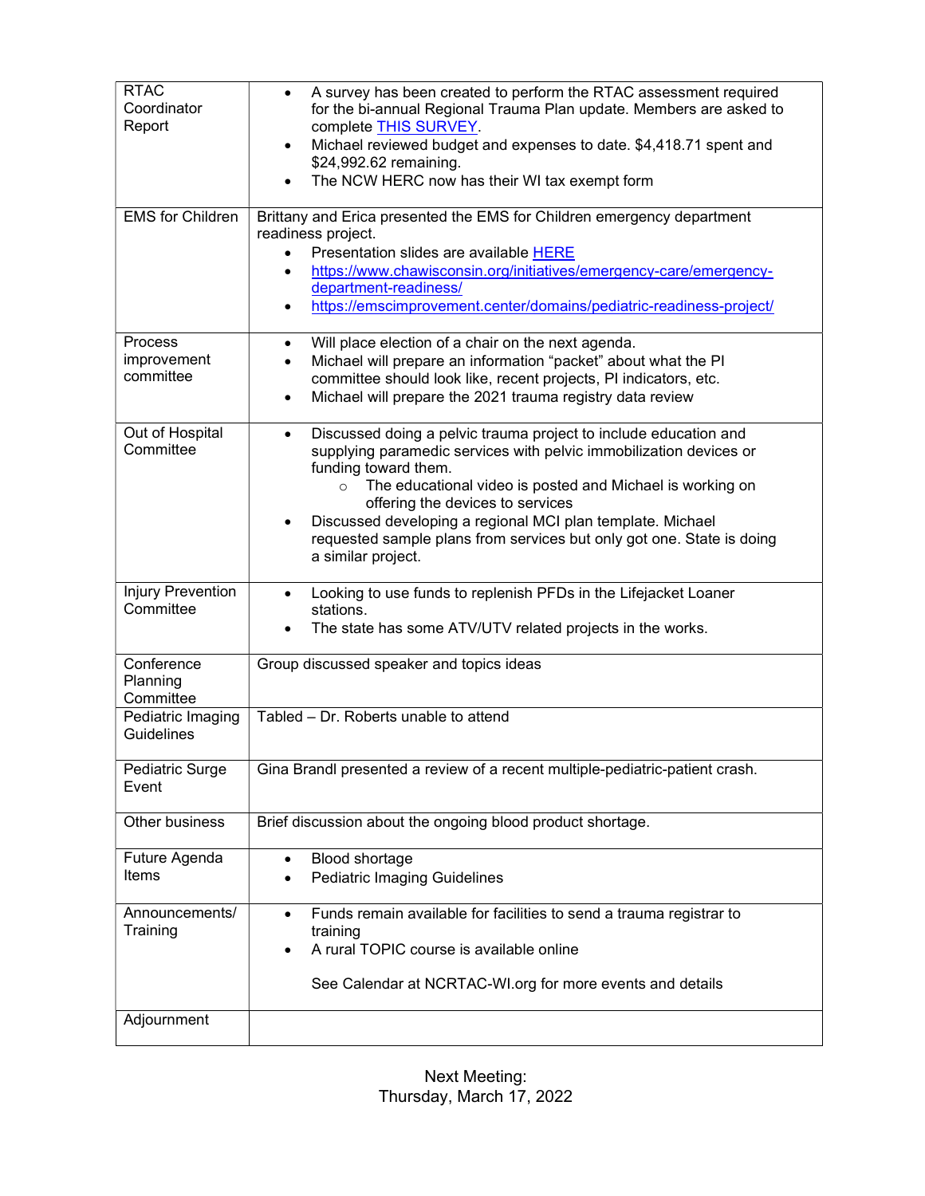| | |
|---|---|
| RTAC Coordinator Report | • A survey has been created to perform the RTAC assessment required for the bi-annual Regional Trauma Plan update. Members are asked to complete THIS SURVEY.<br>• Michael reviewed budget and expenses to date. $4,418.71 spent and $24,992.62 remaining.<br>• The NCW HERC now has their WI tax exempt form |
| EMS for Children | Brittany and Erica presented the EMS for Children emergency department readiness project.<br>• Presentation slides are available HERE<br>• https://www.chawisconsin.org/initiatives/emergency-care/emergency-department-readiness/<br>• https://emscimprovement.center/domains/pediatric-readiness-project/ |
| Process improvement committee | • Will place election of a chair on the next agenda.<br>• Michael will prepare an information "packet" about what the PI committee should look like, recent projects, PI indicators, etc.<br>• Michael will prepare the 2021 trauma registry data review |
| Out of Hospital Committee | • Discussed doing a pelvic trauma project to include education and supplying paramedic services with pelvic immobilization devices or funding toward them.<br>&nbsp;&nbsp;&nbsp;&nbsp;○ The educational video is posted and Michael is working on offering the devices to services<br>• Discussed developing a regional MCI plan template. Michael requested sample plans from services but only got one. State is doing a similar project. |
| Injury Prevention Committee | • Looking to use funds to replenish PFDs in the Lifejacket Loaner stations.<br>• The state has some ATV/UTV related projects in the works. |
| Conference Planning Committee | Group discussed speaker and topics ideas |
| Pediatric Imaging Guidelines | Tabled – Dr. Roberts unable to attend |
| Pediatric Surge Event | Gina Brandl presented a review of a recent multiple-pediatric-patient crash. |
| Other business | Brief discussion about the ongoing blood product shortage. |
| Future Agenda Items | • Blood shortage<br>• Pediatric Imaging Guidelines |
| Announcements/ Training | • Funds remain available for facilities to send a trauma registrar to training<br>• A rural TOPIC course is available online<br><br>See Calendar at NCRTAC-WI.org for more events and details |
| Adjournment | |

Next Meeting:
Thursday, March 17, 2022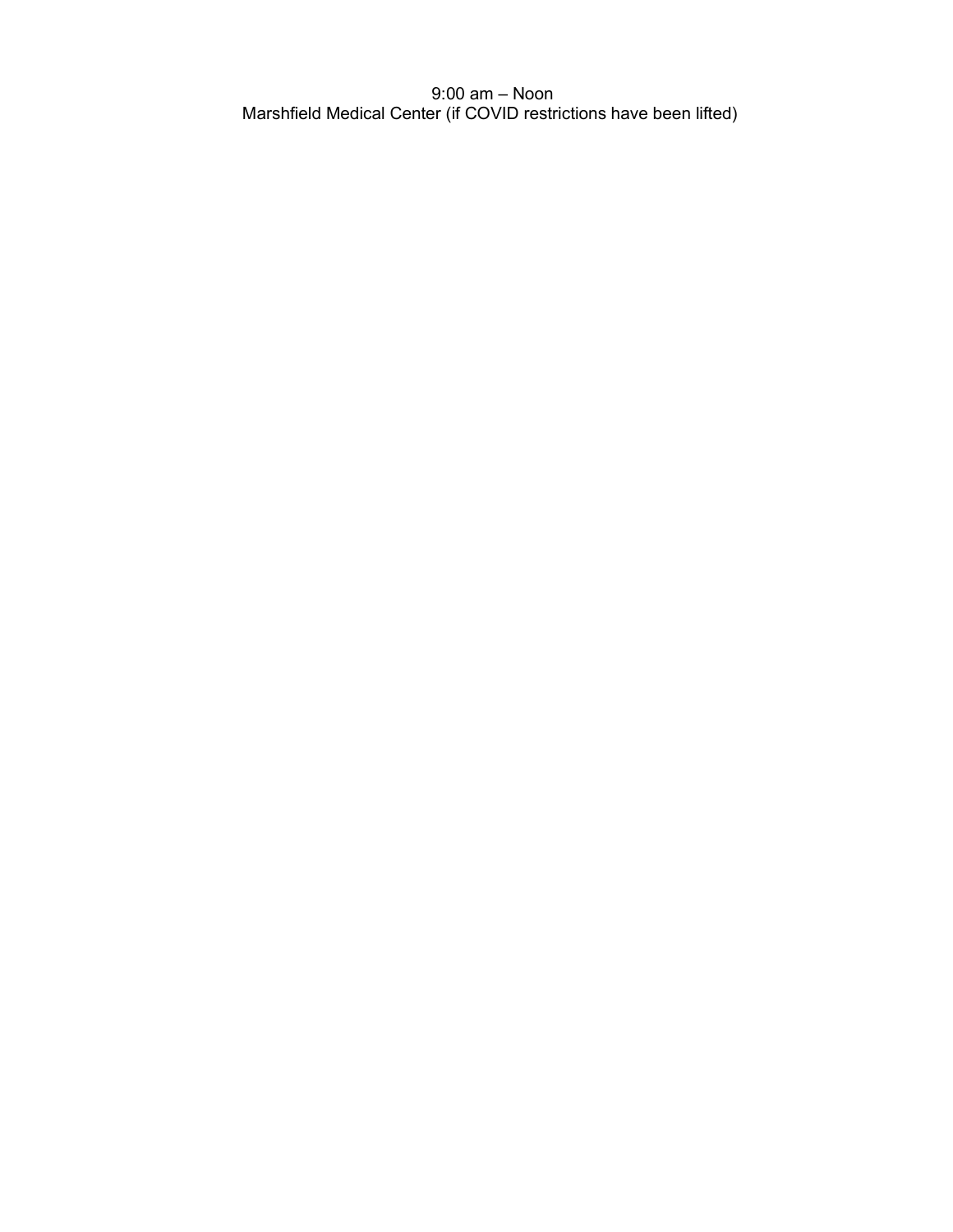9:00 am – Noon
Marshfield Medical Center (if COVID restrictions have been lifted)